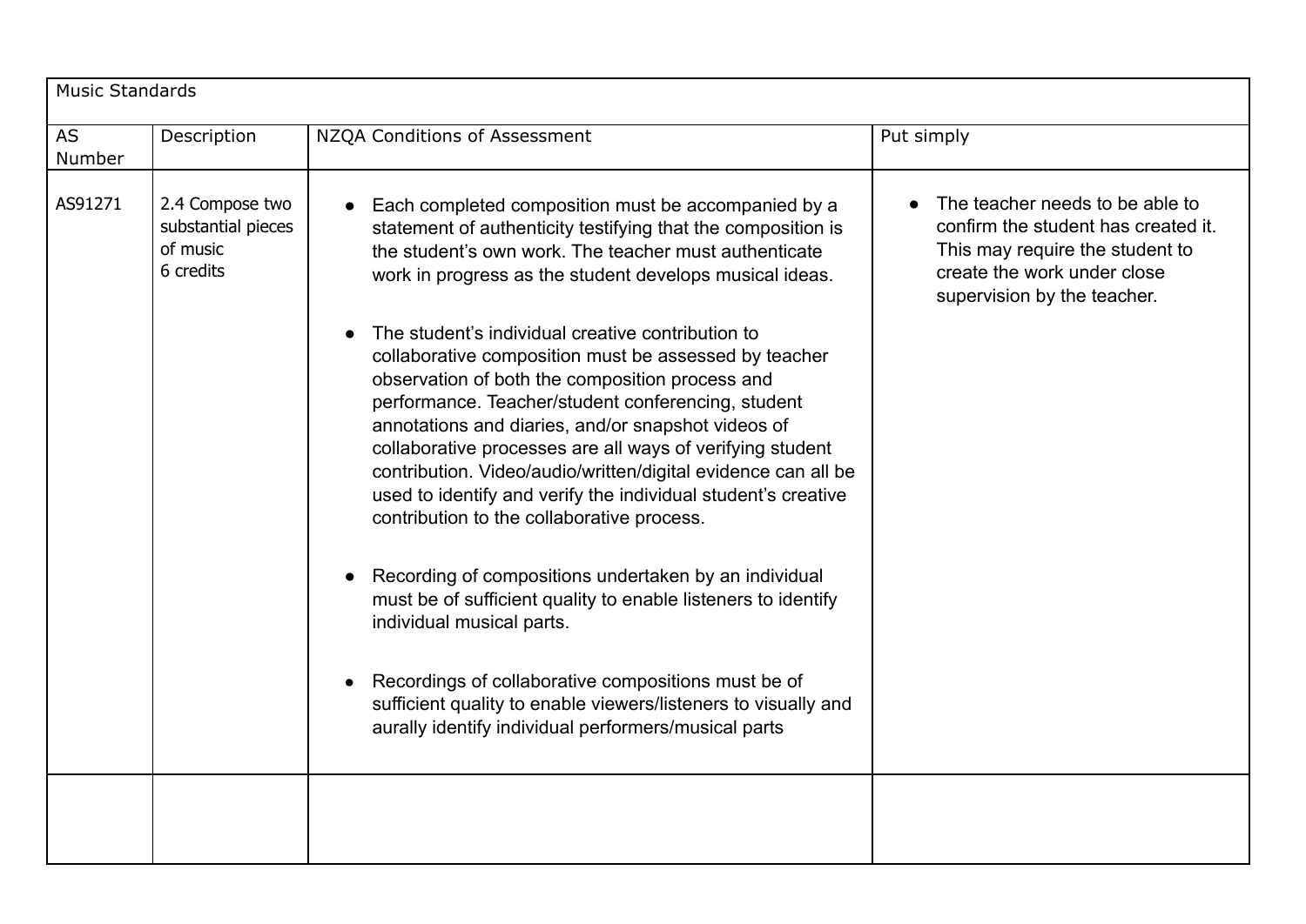| Music Standards | | | |
|---|---|---|---|
| AS Number | Description | NZQA Conditions of Assessment | Put simply |
| AS91271 | 2.4 Compose two substantial pieces of music<br>6 credits | • Each completed composition must be accompanied by a statement of authenticity testifying that the composition is the student's own work. The teacher must authenticate work in progress as the student develops musical ideas.<br><br>• The student's individual creative contribution to collaborative composition must be assessed by teacher observation of both the composition process and performance. Teacher/student conferencing, student annotations and diaries, and/or snapshot videos of collaborative processes are all ways of verifying student contribution. Video/audio/written/digital evidence can all be used to identify and verify the individual student's creative contribution to the collaborative process.<br><br>• Recording of compositions undertaken by an individual must be of sufficient quality to enable listeners to identify individual musical parts.<br><br>• Recordings of collaborative compositions must be of sufficient quality to enable viewers/listeners to visually and aurally identify individual performers/musical parts | • The teacher needs to be able to confirm the student has created it. This may require the student to create the work under close supervision by the teacher. |
| | | | |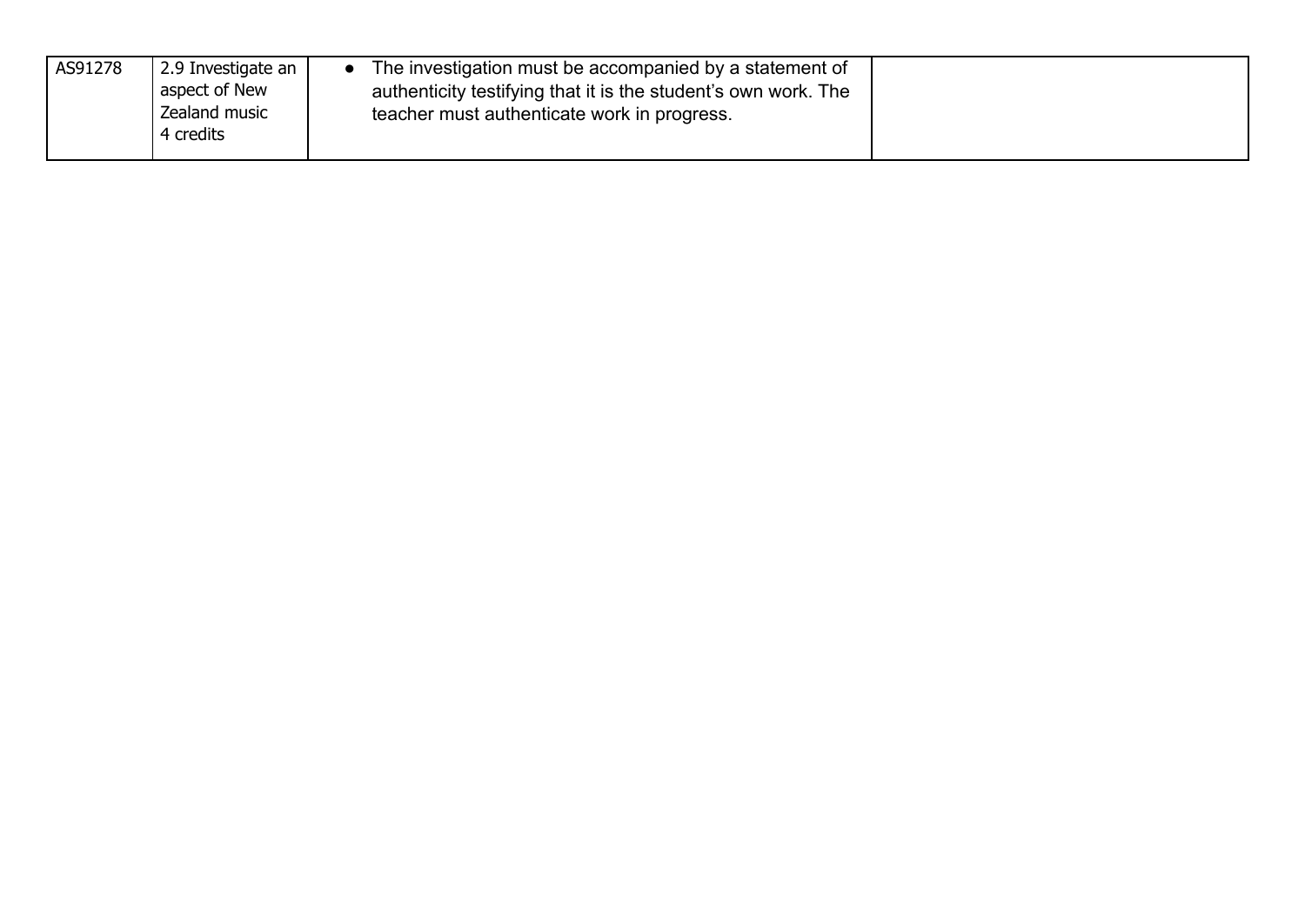| | | | |
|---|---|---|---|
| AS91278 | 2.9 Investigate an aspect of New Zealand music<br>4 credits | • The investigation must be accompanied by a statement of authenticity testifying that it is the student's own work. The teacher must authenticate work in progress. | |